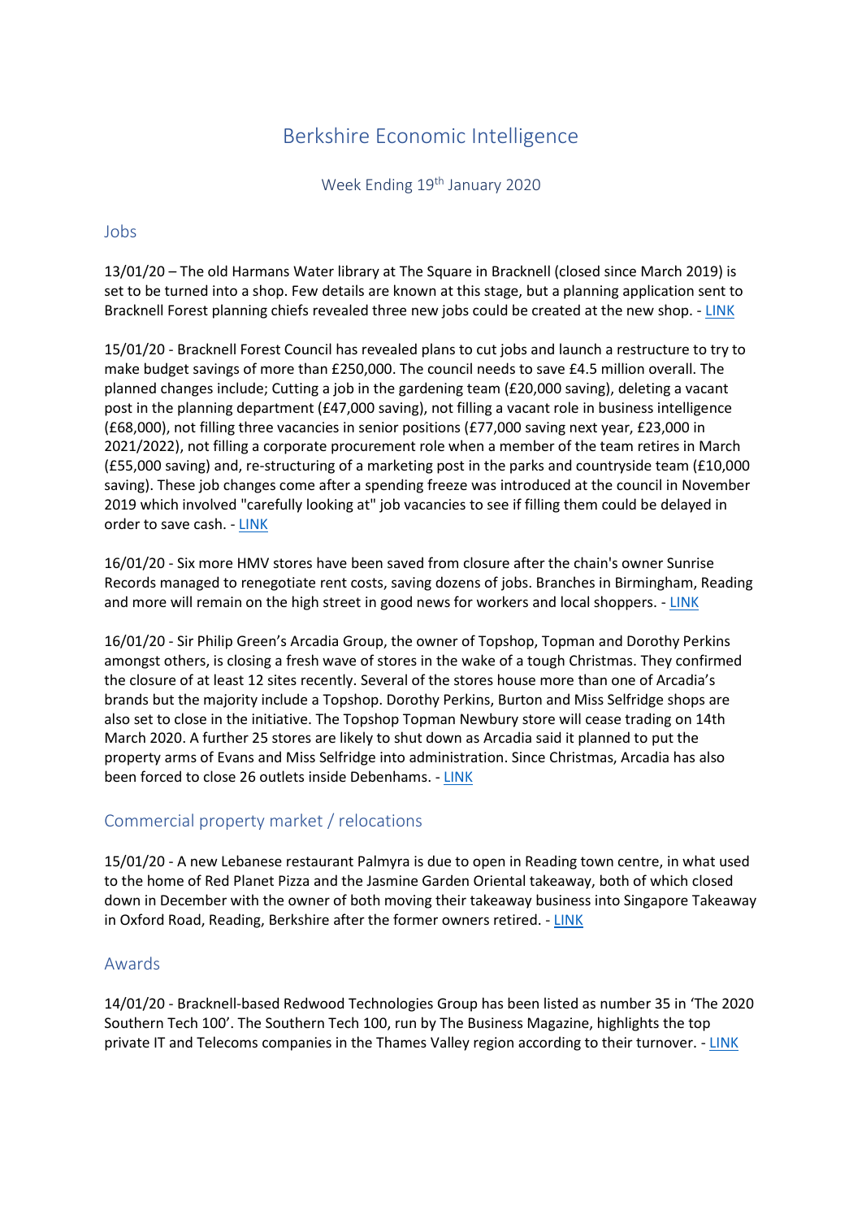# Berkshire Economic Intelligence

Week Ending 19th January 2020

## Jobs

13/01/20 – The old Harmans Water library at The Square in Bracknell (closed since March 2019) is set to be turned into a shop. Few details are known at this stage, but a planning application sent to Bracknell Forest planning chiefs revealed three new jobs could be created at the new shop. - LINK

15/01/20 - Bracknell Forest Council has revealed plans to cut jobs and launch a restructure to try to make budget savings of more than £250,000. The council needs to save £4.5 million overall. The planned changes include; Cutting a job in the gardening team (£20,000 saving), deleting a vacant post in the planning department (£47,000 saving), not filling a vacant role in business intelligence (£68,000), not filling three vacancies in senior positions (£77,000 saving next year, £23,000 in 2021/2022), not filling a corporate procurement role when a member of the team retires in March (£55,000 saving) and, re-structuring of a marketing post in the parks and countryside team (£10,000 saving). These job changes come after a spending freeze was introduced at the council in November 2019 which involved "carefully looking at" job vacancies to see if filling them could be delayed in order to save cash. - LINK

16/01/20 - Six more HMV stores have been saved from closure after the chain's owner Sunrise Records managed to renegotiate rent costs, saving dozens of jobs. Branches in Birmingham, Reading and more will remain on the high street in good news for workers and local shoppers. - LINK

16/01/20 - Sir Philip Green's Arcadia Group, the owner of Topshop, Topman and Dorothy Perkins amongst others, is closing a fresh wave of stores in the wake of a tough Christmas. They confirmed the closure of at least 12 sites recently. Several of the stores house more than one of Arcadia's brands but the majority include a Topshop. Dorothy Perkins, Burton and Miss Selfridge shops are also set to close in the initiative. The Topshop Topman Newbury store will cease trading on 14th March 2020. A further 25 stores are likely to shut down as Arcadia said it planned to put the property arms of Evans and Miss Selfridge into administration. Since Christmas, Arcadia has also been forced to close 26 outlets inside Debenhams. - LINK

## Commercial property market / relocations

15/01/20 - A new Lebanese restaurant Palmyra is due to open in Reading town centre, in what used to the home of Red Planet Pizza and the Jasmine Garden Oriental takeaway, both of which closed down in December with the owner of both moving their takeaway business into Singapore Takeaway in Oxford Road, Reading, Berkshire after the former owners retired. - LINK

## Awards

14/01/20 - Bracknell-based Redwood Technologies Group has been listed as number 35 in 'The 2020 Southern Tech 100'. The Southern Tech 100, run by The Business Magazine, highlights the top private IT and Telecoms companies in the Thames Valley region according to their turnover. - LINK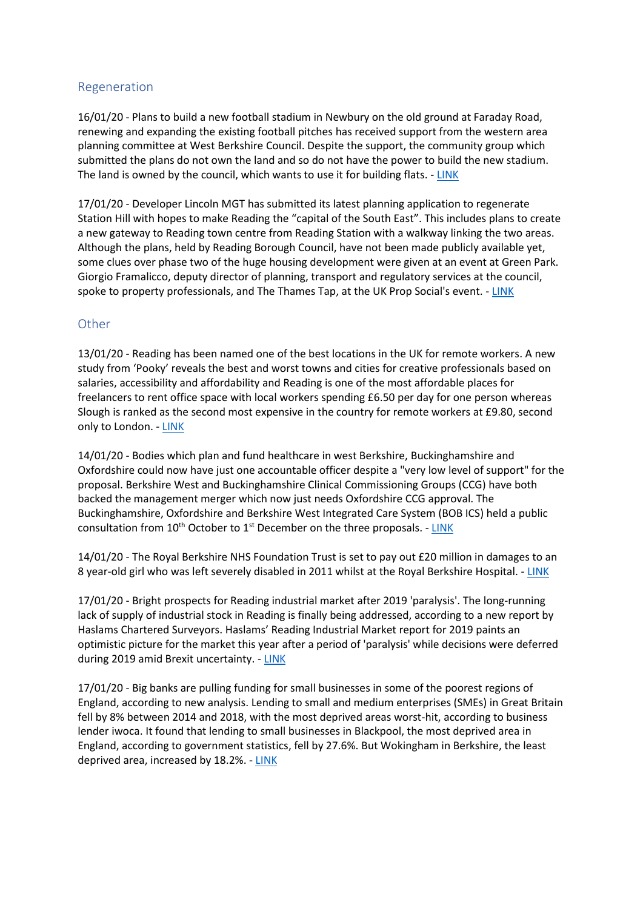## Regeneration

16/01/20 - Plans to build a new football stadium in Newbury on the old ground at Faraday Road, renewing and expanding the existing football pitches has received support from the western area planning committee at West Berkshire Council. Despite the support, the community group which submitted the plans do not own the land and so do not have the power to build the new stadium. The land is owned by the council, which wants to use it for building flats. - LINK

17/01/20 - Developer Lincoln MGT has submitted its latest planning application to regenerate Station Hill with hopes to make Reading the "capital of the South East". This includes plans to create a new gateway to Reading town centre from Reading Station with a walkway linking the two areas. Although the plans, held by Reading Borough Council, have not been made publicly available yet, some clues over phase two of the huge housing development were given at an event at Green Park. Giorgio Framalicco, deputy director of planning, transport and regulatory services at the council, spoke to property professionals, and The Thames Tap, at the UK Prop Social's event. - LINK

## Other

13/01/20 - Reading has been named one of the best locations in the UK for remote workers. A new study from 'Pooky' reveals the best and worst towns and cities for creative professionals based on salaries, accessibility and affordability and Reading is one of the most affordable places for freelancers to rent office space with local workers spending £6.50 per day for one person whereas Slough is ranked as the second most expensive in the country for remote workers at £9.80, second only to London. - LINK

14/01/20 - Bodies which plan and fund healthcare in west Berkshire, Buckinghamshire and Oxfordshire could now have just one accountable officer despite a "very low level of support" for the proposal. Berkshire West and Buckinghamshire Clinical Commissioning Groups (CCG) have both backed the management merger which now just needs Oxfordshire CCG approval. The Buckinghamshire, Oxfordshire and Berkshire West Integrated Care System (BOB ICS) held a public consultation from 10th October to 1st December on the three proposals. - LINK

14/01/20 - The Royal Berkshire NHS Foundation Trust is set to pay out £20 million in damages to an 8 year-old girl who was left severely disabled in 2011 whilst at the Royal Berkshire Hospital. - LINK

17/01/20 - Bright prospects for Reading industrial market after 2019 'paralysis'. The long-running lack of supply of industrial stock in Reading is finally being addressed, according to a new report by Haslams Chartered Surveyors. Haslams' Reading Industrial Market report for 2019 paints an optimistic picture for the market this year after a period of 'paralysis' while decisions were deferred during 2019 amid Brexit uncertainty. - LINK

17/01/20 - Big banks are pulling funding for small businesses in some of the poorest regions of England, according to new analysis. Lending to small and medium enterprises (SMEs) in Great Britain fell by 8% between 2014 and 2018, with the most deprived areas worst-hit, according to business lender iwoca. It found that lending to small businesses in Blackpool, the most deprived area in England, according to government statistics, fell by 27.6%. But Wokingham in Berkshire, the least deprived area, increased by 18.2%. - LINK